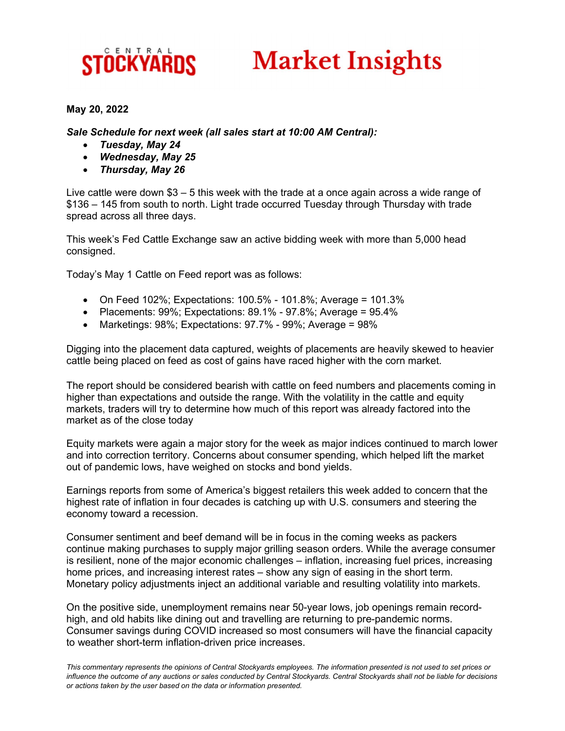# CENTRAL STOCKYARDS Market Insights

**May 20, 2022**

***Sale Schedule for next week (all sales start at 10:00 AM Central):***

- ***Tuesday, May 24***
- ***Wednesday, May 25***
- ***Thursday, May 26***

Live cattle were down $3 – 5 this week with the trade at a once again across a wide range of $136 – 145 from south to north. Light trade occurred Tuesday through Thursday with trade spread across all three days.

This week's Fed Cattle Exchange saw an active bidding week with more than 5,000 head consigned.

Today's May 1 Cattle on Feed report was as follows:

- On Feed 102%; Expectations: 100.5% - 101.8%; Average = 101.3%
- Placements: 99%; Expectations: 89.1% - 97.8%; Average = 95.4%
- Marketings: 98%; Expectations: 97.7% - 99%; Average = 98%

Digging into the placement data captured, weights of placements are heavily skewed to heavier cattle being placed on feed as cost of gains have raced higher with the corn market.

The report should be considered bearish with cattle on feed numbers and placements coming in higher than expectations and outside the range. With the volatility in the cattle and equity markets, traders will try to determine how much of this report was already factored into the market as of the close today

Equity markets were again a major story for the week as major indices continued to march lower and into correction territory. Concerns about consumer spending, which helped lift the market out of pandemic lows, have weighed on stocks and bond yields.

Earnings reports from some of America's biggest retailers this week added to concern that the highest rate of inflation in four decades is catching up with U.S. consumers and steering the economy toward a recession.

Consumer sentiment and beef demand will be in focus in the coming weeks as packers continue making purchases to supply major grilling season orders. While the average consumer is resilient, none of the major economic challenges – inflation, increasing fuel prices, increasing home prices, and increasing interest rates – show any sign of easing in the short term. Monetary policy adjustments inject an additional variable and resulting volatility into markets.

On the positive side, unemployment remains near 50-year lows, job openings remain record-high, and old habits like dining out and travelling are returning to pre-pandemic norms. Consumer savings during COVID increased so most consumers will have the financial capacity to weather short-term inflation-driven price increases.

*This commentary represents the opinions of Central Stockyards employees. The information presented is not used to set prices or influence the outcome of any auctions or sales conducted by Central Stockyards. Central Stockyards shall not be liable for decisions or actions taken by the user based on the data or information presented.*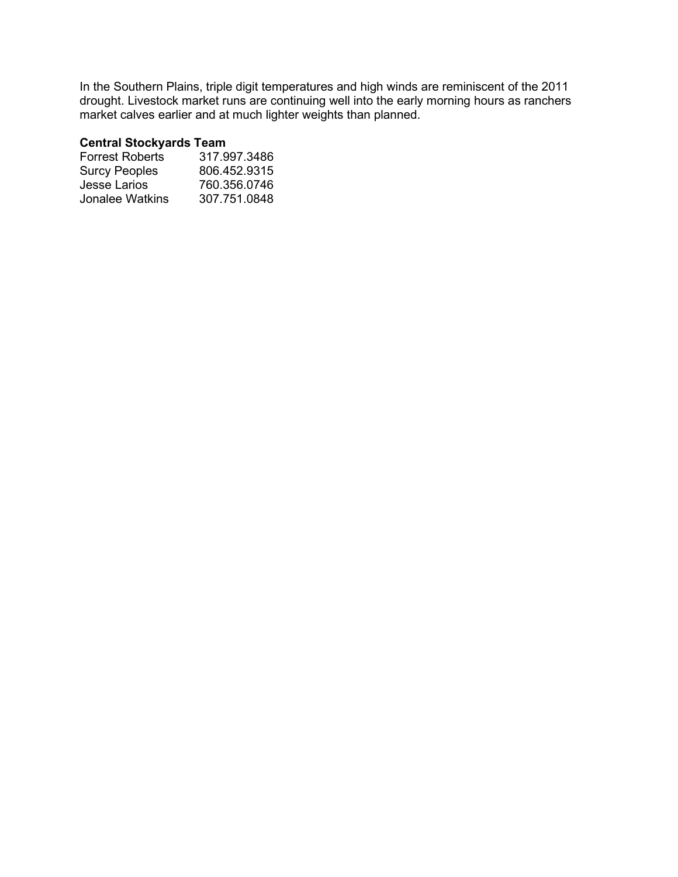In the Southern Plains, triple digit temperatures and high winds are reminiscent of the 2011 drought. Livestock market runs are continuing well into the early morning hours as ranchers market calves earlier and at much lighter weights than planned.

**Central Stockyards Team**

| | |
|---|---|
| Forrest Roberts | 317.997.3486 |
| Surcy Peoples | 806.452.9315 |
| Jesse Larios | 760.356.0746 |
| Jonalee Watkins | 307.751.0848 |